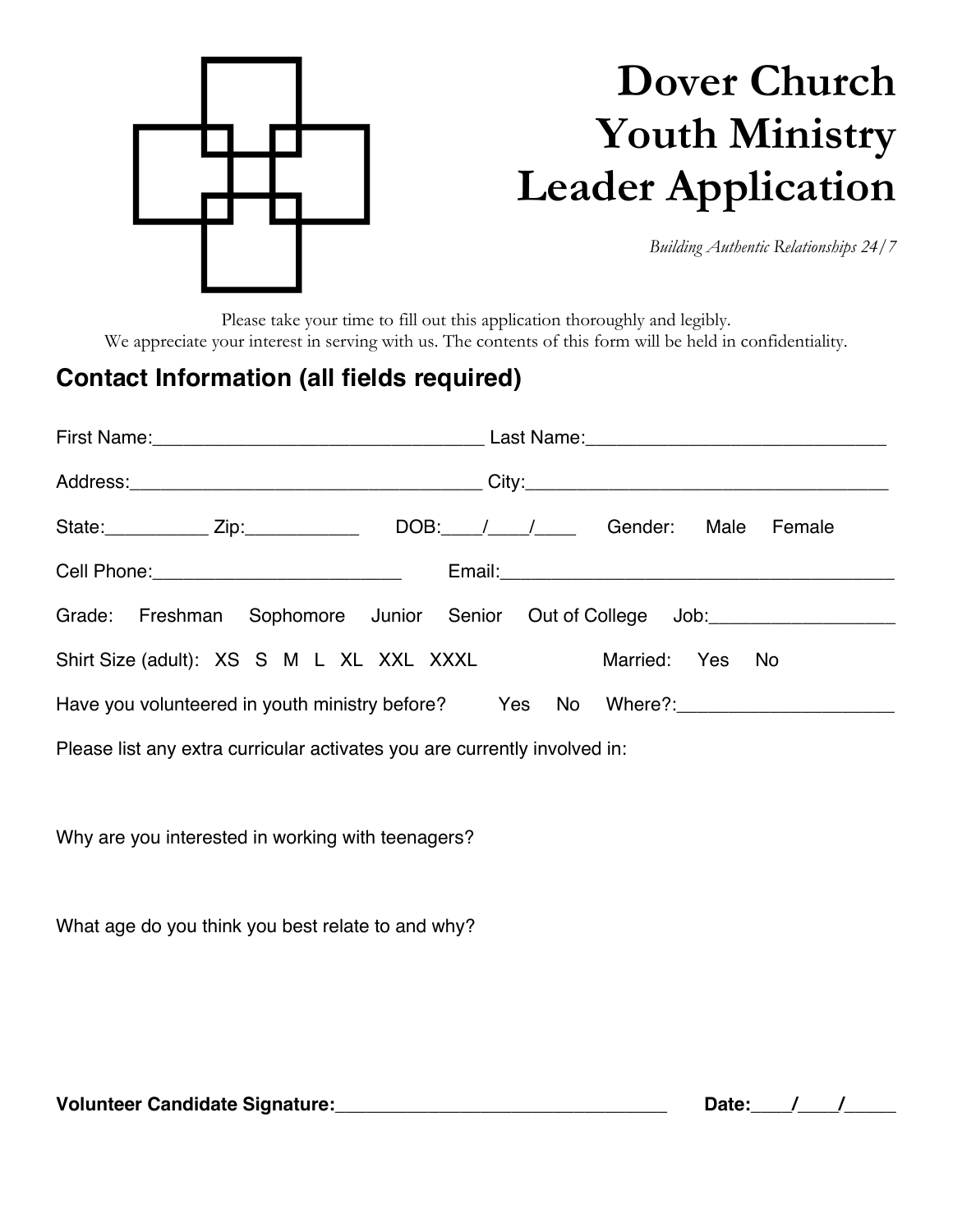# Dover Church Youth Ministry Leader Application

*Building Authentic Relationships 24/7*

Please take your time to fill out this application thoroughly and legibly.
We appreciate your interest in serving with us. The contents of this form will be held in confidentiality.

## Contact Information (all fields required)

First Name:________________________________ Last Name:_____________________________

Address:__________________________________ City:____________________________________

State:__________ Zip:___________ DOB:____/____/____ Gender: Male Female

Cell Phone:________________________ Email:_______________________________________

Grade: Freshman Sophomore Junior Senior Out of College Job:__________________

Shirt Size (adult): XS S M L XL XXL XXXL Married: Yes No

Have you volunteered in youth ministry before? Yes No Where?:_____________________

Please list any extra curricular activates you are currently involved in:

Why are you interested in working with teenagers?

What age do you think you best relate to and why?

**Volunteer Candidate Signature:**________________________________ **Date:**____/____/_____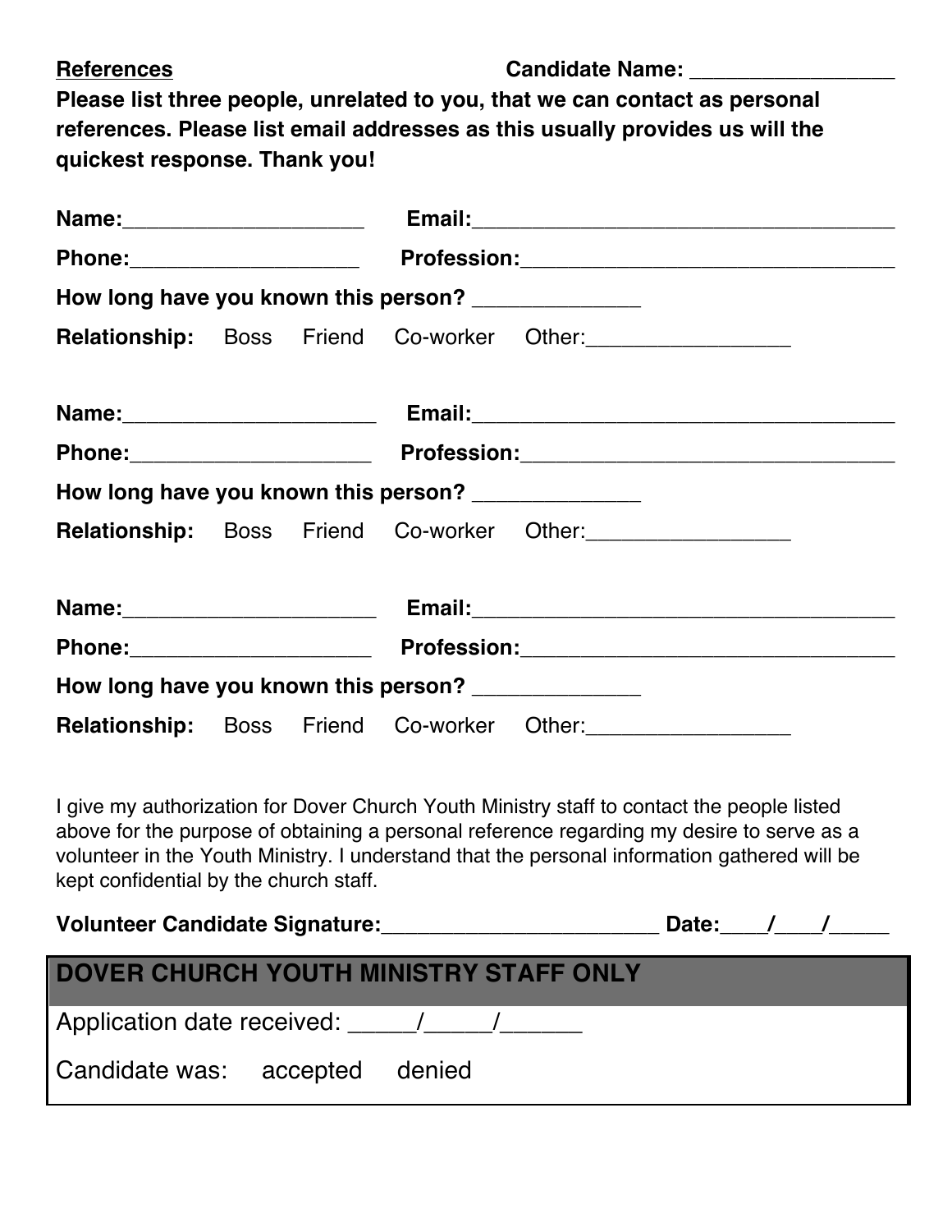**References** **Candidate Name:** _________________

**Please list three people, unrelated to you, that we can contact as personal references. Please list email addresses as this usually provides us will the quickest response. Thank you!**

**Name:**____________________ **Email:**___________________________________

**Phone:**___________________ **Profession:**________________________________

**How long have you known this person?** ______________

**Relationship:** Boss Friend Co-worker Other:_________________

**Name:**_____________________ **Email:**___________________________________

**Phone:**____________________ **Profession:**________________________________

**How long have you known this person?** ______________

**Relationship:** Boss Friend Co-worker Other:_________________

**Name:**_____________________ **Email:**___________________________________

**Phone:**____________________ **Profession:**________________________________

**How long have you known this person?** ______________

**Relationship:** Boss Friend Co-worker Other:_________________

I give my authorization for Dover Church Youth Ministry staff to contact the people listed above for the purpose of obtaining a personal reference regarding my desire to serve as a volunteer in the Youth Ministry. I understand that the personal information gathered will be kept confidential by the church staff.

**Volunteer Candidate Signature:**_______________________ **Date:**____/____/_____

| **DOVER CHURCH YOUTH MINISTRY STAFF ONLY** |
| --- |
| Application date received: _____/_____/______ |
| Candidate was: accepted denied |